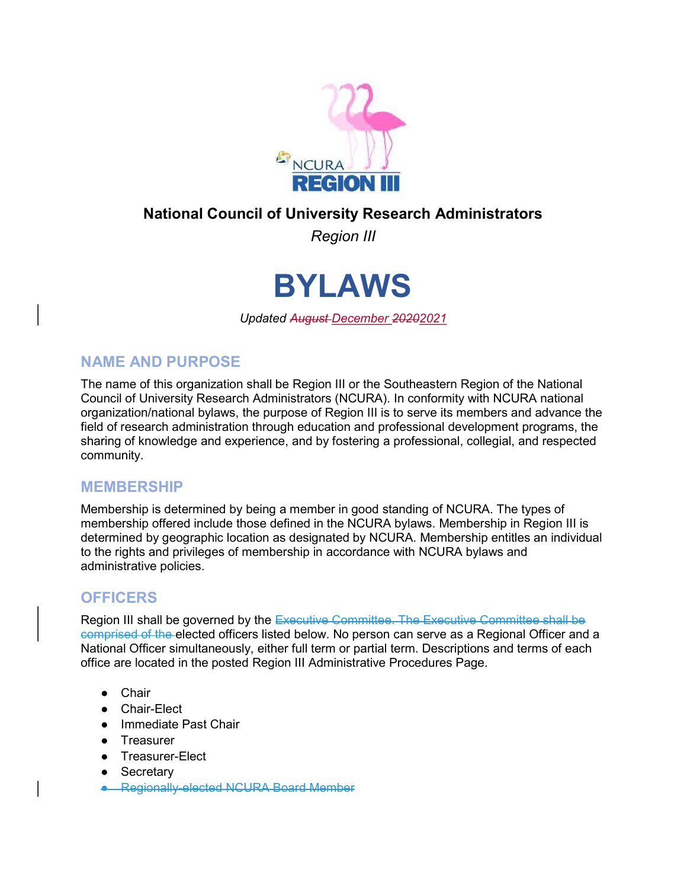# National Council of University Research Administrators

*Region III*

# BYLAWS

*Updated ~~August~~ December ~~2020~~2021*

## NAME AND PURPOSE

The name of this organization shall be Region III or the Southeastern Region of the National Council of University Research Administrators (NCURA). In conformity with NCURA national organization/national bylaws, the purpose of Region III is to serve its members and advance the field of research administration through education and professional development programs, the sharing of knowledge and experience, and by fostering a professional, collegial, and respected community.

## MEMBERSHIP

Membership is determined by being a member in good standing of NCURA. The types of membership offered include those defined in the NCURA bylaws. Membership in Region III is determined by geographic location as designated by NCURA. Membership entitles an individual to the rights and privileges of membership in accordance with NCURA bylaws and administrative policies.

## OFFICERS

Region III shall be governed by the ~~Executive Committee. The Executive Committee shall be comprised of the~~ elected officers listed below. No person can serve as a Regional Officer and a National Officer simultaneously, either full term or partial term. Descriptions and terms of each office are located in the posted Region III Administrative Procedures Page.

- Chair
- Chair-Elect
- Immediate Past Chair
- Treasurer
- Treasurer-Elect
- Secretary
- ~~Regionally-elected NCURA Board Member~~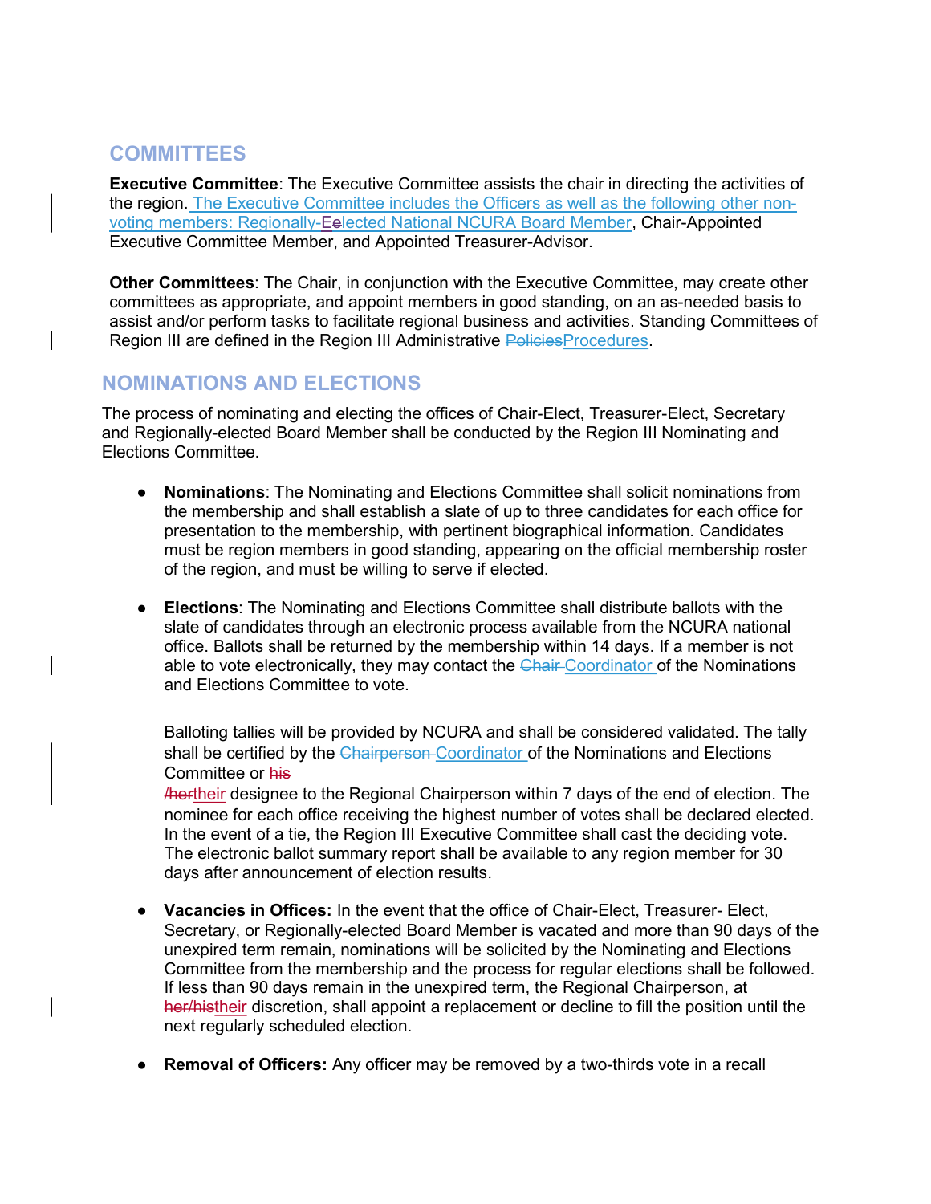## COMMITTEES

**Executive Committee**: The Executive Committee assists the chair in directing the activities of the region. The Executive Committee includes the Officers as well as the following other non-voting members: Regionally-~~E~~elected National NCURA Board Member, Chair-Appointed Executive Committee Member, and Appointed Treasurer-Advisor.

**Other Committees**: The Chair, in conjunction with the Executive Committee, may create other committees as appropriate, and appoint members in good standing, on an as-needed basis to assist and/or perform tasks to facilitate regional business and activities. Standing Committees of Region III are defined in the Region III Administrative ~~Policies~~Procedures.

## NOMINATIONS AND ELECTIONS

The process of nominating and electing the offices of Chair-Elect, Treasurer-Elect, Secretary and Regionally-elected Board Member shall be conducted by the Region III Nominating and Elections Committee.

- **Nominations**: The Nominating and Elections Committee shall solicit nominations from the membership and shall establish a slate of up to three candidates for each office for presentation to the membership, with pertinent biographical information. Candidates must be region members in good standing, appearing on the official membership roster of the region, and must be willing to serve if elected.

- **Elections**: The Nominating and Elections Committee shall distribute ballots with the slate of candidates through an electronic process available from the NCURA national office. Ballots shall be returned by the membership within 14 days. If a member is not able to vote electronically, they may contact the ~~Chair~~ Coordinator of the Nominations and Elections Committee to vote.

  Balloting tallies will be provided by NCURA and shall be considered validated. The tally shall be certified by the ~~Chairperson~~ Coordinator of the Nominations and Elections Committee or ~~his~~ ~~/her~~their designee to the Regional Chairperson within 7 days of the end of election. The nominee for each office receiving the highest number of votes shall be declared elected. In the event of a tie, the Region III Executive Committee shall cast the deciding vote. The electronic ballot summary report shall be available to any region member for 30 days after announcement of election results.

- **Vacancies in Offices:** In the event that the office of Chair-Elect, Treasurer- Elect, Secretary, or Regionally-elected Board Member is vacated and more than 90 days of the unexpired term remain, nominations will be solicited by the Nominating and Elections Committee from the membership and the process for regular elections shall be followed. If less than 90 days remain in the unexpired term, the Regional Chairperson, at ~~her/his~~their discretion, shall appoint a replacement or decline to fill the position until the next regularly scheduled election.

- **Removal of Officers:** Any officer may be removed by a two-thirds vote in a recall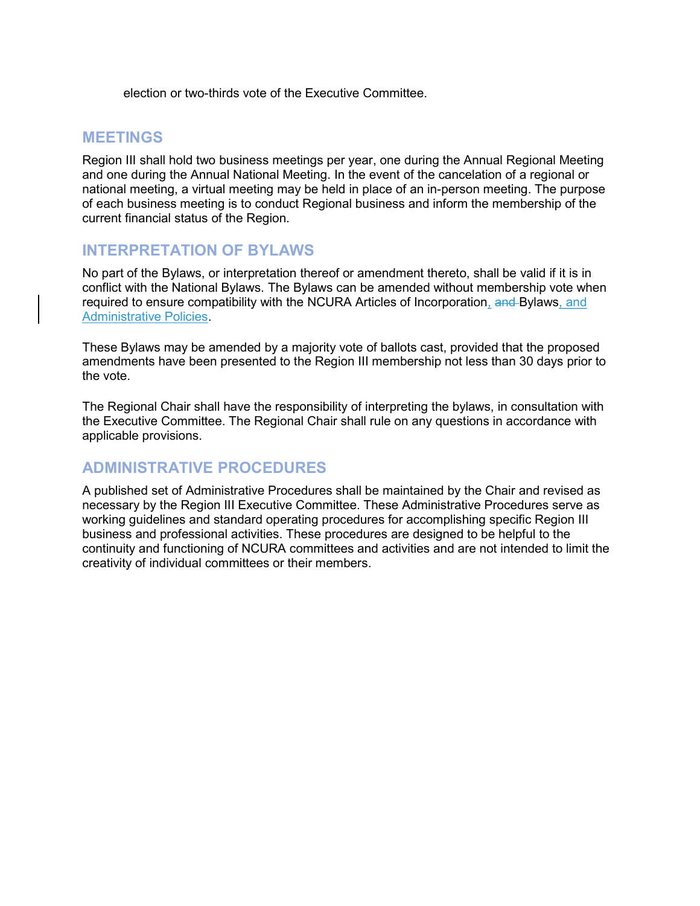election or two-thirds vote of the Executive Committee.

## MEETINGS

Region III shall hold two business meetings per year, one during the Annual Regional Meeting and one during the Annual National Meeting. In the event of the cancelation of a regional or national meeting, a virtual meeting may be held in place of an in-person meeting. The purpose of each business meeting is to conduct Regional business and inform the membership of the current financial status of the Region.

## INTERPRETATION OF BYLAWS

No part of the Bylaws, or interpretation thereof or amendment thereto, shall be valid if it is in conflict with the National Bylaws. The Bylaws can be amended without membership vote when required to ensure compatibility with the NCURA Articles of Incorporation, ~~and~~ Bylaws, and Administrative Policies.

These Bylaws may be amended by a majority vote of ballots cast, provided that the proposed amendments have been presented to the Region III membership not less than 30 days prior to the vote.

The Regional Chair shall have the responsibility of interpreting the bylaws, in consultation with the Executive Committee. The Regional Chair shall rule on any questions in accordance with applicable provisions.

## ADMINISTRATIVE PROCEDURES

A published set of Administrative Procedures shall be maintained by the Chair and revised as necessary by the Region III Executive Committee. These Administrative Procedures serve as working guidelines and standard operating procedures for accomplishing specific Region III business and professional activities. These procedures are designed to be helpful to the continuity and functioning of NCURA committees and activities and are not intended to limit the creativity of individual committees or their members.